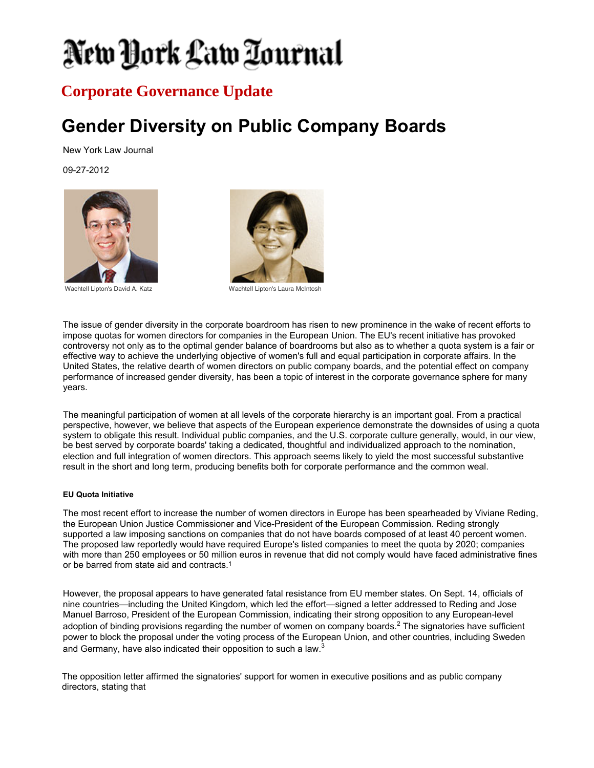# New York Law Journal

## Corporate Governance Update

# Gender Diversity on Public Company Boards

New York Law Journal

09-27-2012

Wachtell Lipton's David A. Katz

Wachtell Lipton's Laura McIntosh

The issue of gender diversity in the corporate boardroom has risen to new prominence in the wake of recent efforts to impose quotas for women directors for companies in the European Union. The EU's recent initiative has provoked controversy not only as to the optimal gender balance of boardrooms but also as to whether a quota system is a fair or effective way to achieve the underlying objective of women's full and equal participation in corporate affairs. In the United States, the relative dearth of women directors on public company boards, and the potential effect on company performance of increased gender diversity, has been a topic of interest in the corporate governance sphere for many years.

The meaningful participation of women at all levels of the corporate hierarchy is an important goal. From a practical perspective, however, we believe that aspects of the European experience demonstrate the downsides of using a quota system to obligate this result. Individual public companies, and the U.S. corporate culture generally, would, in our view, be best served by corporate boards' taking a dedicated, thoughtful and individualized approach to the nomination, election and full integration of women directors. This approach seems likely to yield the most successful substantive result in the short and long term, producing benefits both for corporate performance and the common weal.

#### EU Quota Initiative

The most recent effort to increase the number of women directors in Europe has been spearheaded by Viviane Reding, the European Union Justice Commissioner and Vice-President of the European Commission. Reding strongly supported a law imposing sanctions on companies that do not have boards composed of at least 40 percent women. The proposed law reportedly would have required Europe's listed companies to meet the quota by 2020; companies with more than 250 employees or 50 million euros in revenue that did not comply would have faced administrative fines or be barred from state aid and contracts.[1]

However, the proposal appears to have generated fatal resistance from EU member states. On Sept. 14, officials of nine countries—including the United Kingdom, which led the effort—signed a letter addressed to Reding and Jose Manuel Barroso, President of the European Commission, indicating their strong opposition to any European-level adoption of binding provisions regarding the number of women on company boards.[2] The signatories have sufficient power to block the proposal under the voting process of the European Union, and other countries, including Sweden and Germany, have also indicated their opposition to such a law.[3]

The opposition letter affirmed the signatories' support for women in executive positions and as public company directors, stating that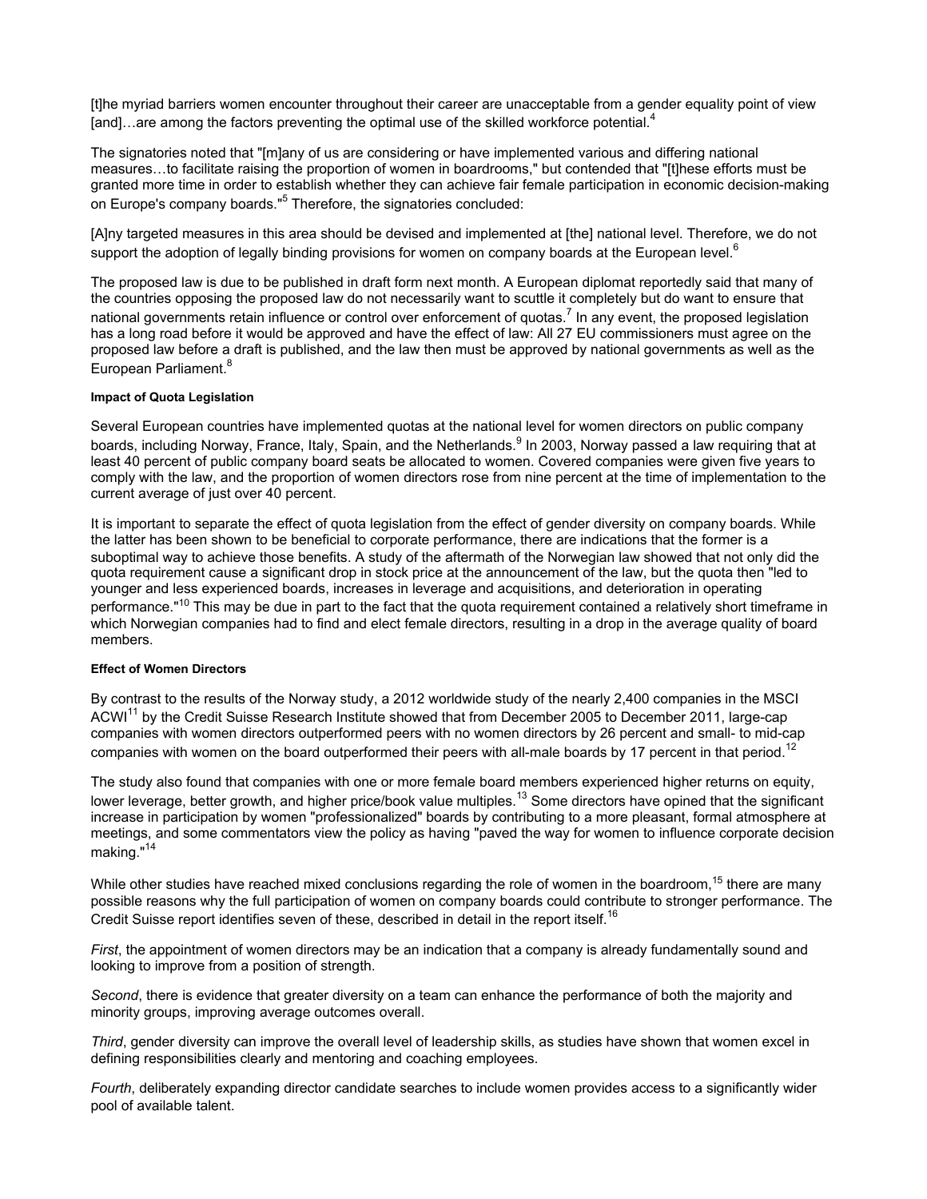[t]he myriad barriers women encounter throughout their career are unacceptable from a gender equality point of view [and]…are among the factors preventing the optimal use of the skilled workforce potential.[4]

The signatories noted that "[m]any of us are considering or have implemented various and differing national measures…to facilitate raising the proportion of women in boardrooms," but contended that "[t]hese efforts must be granted more time in order to establish whether they can achieve fair female participation in economic decision-making on Europe's company boards."[5] Therefore, the signatories concluded:

[A]ny targeted measures in this area should be devised and implemented at [the] national level. Therefore, we do not support the adoption of legally binding provisions for women on company boards at the European level.[6]

The proposed law is due to be published in draft form next month. A European diplomat reportedly said that many of the countries opposing the proposed law do not necessarily want to scuttle it completely but do want to ensure that national governments retain influence or control over enforcement of quotas.[7] In any event, the proposed legislation has a long road before it would be approved and have the effect of law: All 27 EU commissioners must agree on the proposed law before a draft is published, and the law then must be approved by national governments as well as the European Parliament.[8]

#### Impact of Quota Legislation

Several European countries have implemented quotas at the national level for women directors on public company boards, including Norway, France, Italy, Spain, and the Netherlands.[9] In 2003, Norway passed a law requiring that at least 40 percent of public company board seats be allocated to women. Covered companies were given five years to comply with the law, and the proportion of women directors rose from nine percent at the time of implementation to the current average of just over 40 percent.

It is important to separate the effect of quota legislation from the effect of gender diversity on company boards. While the latter has been shown to be beneficial to corporate performance, there are indications that the former is a suboptimal way to achieve those benefits. A study of the aftermath of the Norwegian law showed that not only did the quota requirement cause a significant drop in stock price at the announcement of the law, but the quota then "led to younger and less experienced boards, increases in leverage and acquisitions, and deterioration in operating performance."[10] This may be due in part to the fact that the quota requirement contained a relatively short timeframe in which Norwegian companies had to find and elect female directors, resulting in a drop in the average quality of board members.

#### Effect of Women Directors

By contrast to the results of the Norway study, a 2012 worldwide study of the nearly 2,400 companies in the MSCI ACWI[11] by the Credit Suisse Research Institute showed that from December 2005 to December 2011, large-cap companies with women directors outperformed peers with no women directors by 26 percent and small- to mid-cap companies with women on the board outperformed their peers with all-male boards by 17 percent in that period.[12]

The study also found that companies with one or more female board members experienced higher returns on equity, lower leverage, better growth, and higher price/book value multiples.[13] Some directors have opined that the significant increase in participation by women "professionalized" boards by contributing to a more pleasant, formal atmosphere at meetings, and some commentators view the policy as having "paved the way for women to influence corporate decision making."[14]

While other studies have reached mixed conclusions regarding the role of women in the boardroom,[15] there are many possible reasons why the full participation of women on company boards could contribute to stronger performance. The Credit Suisse report identifies seven of these, described in detail in the report itself.[16]

*First*, the appointment of women directors may be an indication that a company is already fundamentally sound and looking to improve from a position of strength.

*Second*, there is evidence that greater diversity on a team can enhance the performance of both the majority and minority groups, improving average outcomes overall.

*Third*, gender diversity can improve the overall level of leadership skills, as studies have shown that women excel in defining responsibilities clearly and mentoring and coaching employees.

*Fourth*, deliberately expanding director candidate searches to include women provides access to a significantly wider pool of available talent.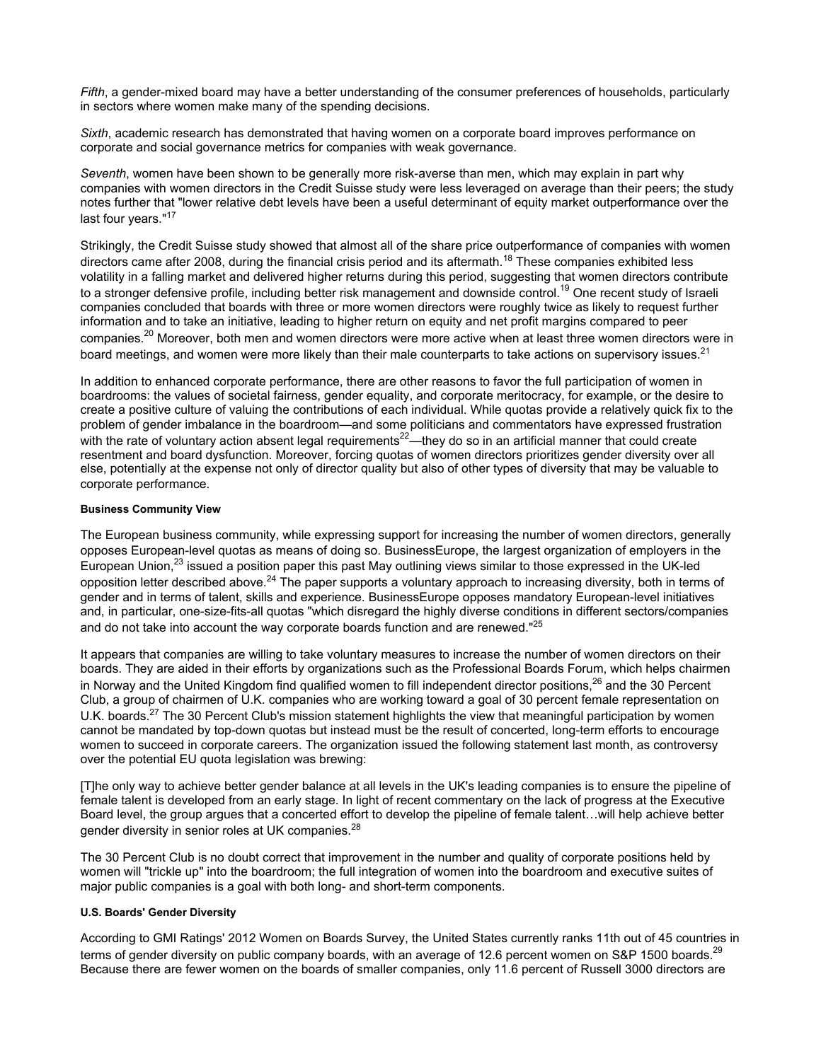*Fifth*, a gender-mixed board may have a better understanding of the consumer preferences of households, particularly in sectors where women make many of the spending decisions.

*Sixth*, academic research has demonstrated that having women on a corporate board improves performance on corporate and social governance metrics for companies with weak governance.

*Seventh*, women have been shown to be generally more risk-averse than men, which may explain in part why companies with women directors in the Credit Suisse study were less leveraged on average than their peers; the study notes further that "lower relative debt levels have been a useful determinant of equity market outperformance over the last four years."[17]

Strikingly, the Credit Suisse study showed that almost all of the share price outperformance of companies with women directors came after 2008, during the financial crisis period and its aftermath.[18] These companies exhibited less volatility in a falling market and delivered higher returns during this period, suggesting that women directors contribute to a stronger defensive profile, including better risk management and downside control.[19] One recent study of Israeli companies concluded that boards with three or more women directors were roughly twice as likely to request further information and to take an initiative, leading to higher return on equity and net profit margins compared to peer companies.[20] Moreover, both men and women directors were more active when at least three women directors were in board meetings, and women were more likely than their male counterparts to take actions on supervisory issues.[21]

In addition to enhanced corporate performance, there are other reasons to favor the full participation of women in boardrooms: the values of societal fairness, gender equality, and corporate meritocracy, for example, or the desire to create a positive culture of valuing the contributions of each individual. While quotas provide a relatively quick fix to the problem of gender imbalance in the boardroom—and some politicians and commentators have expressed frustration with the rate of voluntary action absent legal requirements[22]—they do so in an artificial manner that could create resentment and board dysfunction. Moreover, forcing quotas of women directors prioritizes gender diversity over all else, potentially at the expense not only of director quality but also of other types of diversity that may be valuable to corporate performance.

#### Business Community View

The European business community, while expressing support for increasing the number of women directors, generally opposes European-level quotas as means of doing so. BusinessEurope, the largest organization of employers in the European Union,[23] issued a position paper this past May outlining views similar to those expressed in the UK-led opposition letter described above.[24] The paper supports a voluntary approach to increasing diversity, both in terms of gender and in terms of talent, skills and experience. BusinessEurope opposes mandatory European-level initiatives and, in particular, one-size-fits-all quotas "which disregard the highly diverse conditions in different sectors/companies and do not take into account the way corporate boards function and are renewed."[25]

It appears that companies are willing to take voluntary measures to increase the number of women directors on their boards. They are aided in their efforts by organizations such as the Professional Boards Forum, which helps chairmen in Norway and the United Kingdom find qualified women to fill independent director positions,[26] and the 30 Percent Club, a group of chairmen of U.K. companies who are working toward a goal of 30 percent female representation on U.K. boards.[27] The 30 Percent Club's mission statement highlights the view that meaningful participation by women cannot be mandated by top-down quotas but instead must be the result of concerted, long-term efforts to encourage women to succeed in corporate careers. The organization issued the following statement last month, as controversy over the potential EU quota legislation was brewing:

[T]he only way to achieve better gender balance at all levels in the UK's leading companies is to ensure the pipeline of female talent is developed from an early stage. In light of recent commentary on the lack of progress at the Executive Board level, the group argues that a concerted effort to develop the pipeline of female talent…will help achieve better gender diversity in senior roles at UK companies.[28]

The 30 Percent Club is no doubt correct that improvement in the number and quality of corporate positions held by women will "trickle up" into the boardroom; the full integration of women into the boardroom and executive suites of major public companies is a goal with both long- and short-term components.

#### U.S. Boards' Gender Diversity

According to GMI Ratings' 2012 Women on Boards Survey, the United States currently ranks 11th out of 45 countries in terms of gender diversity on public company boards, with an average of 12.6 percent women on S&P 1500 boards.[29] Because there are fewer women on the boards of smaller companies, only 11.6 percent of Russell 3000 directors are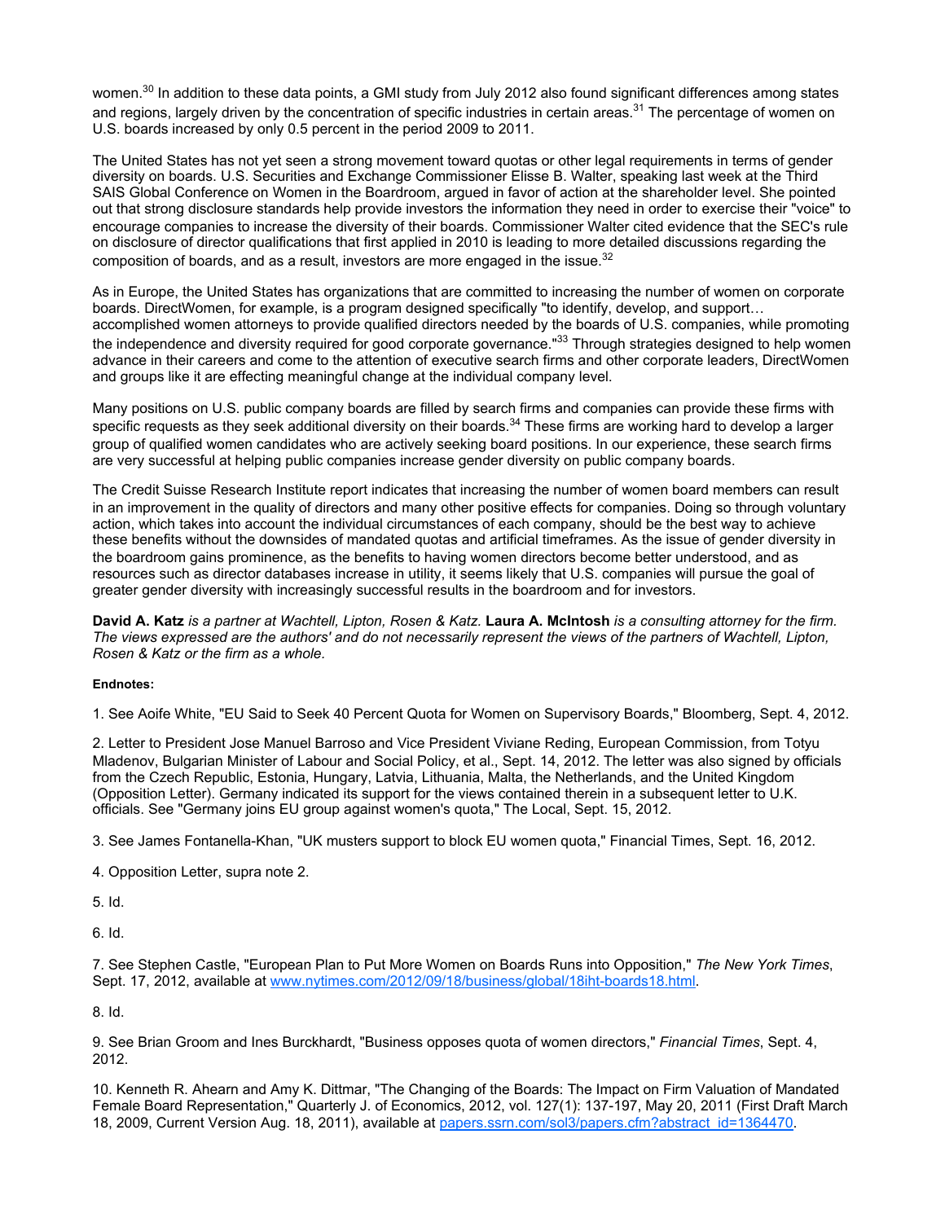women.[30] In addition to these data points, a GMI study from July 2012 also found significant differences among states and regions, largely driven by the concentration of specific industries in certain areas.[31] The percentage of women on U.S. boards increased by only 0.5 percent in the period 2009 to 2011.

The United States has not yet seen a strong movement toward quotas or other legal requirements in terms of gender diversity on boards. U.S. Securities and Exchange Commissioner Elisse B. Walter, speaking last week at the Third SAIS Global Conference on Women in the Boardroom, argued in favor of action at the shareholder level. She pointed out that strong disclosure standards help provide investors the information they need in order to exercise their "voice" to encourage companies to increase the diversity of their boards. Commissioner Walter cited evidence that the SEC's rule on disclosure of director qualifications that first applied in 2010 is leading to more detailed discussions regarding the composition of boards, and as a result, investors are more engaged in the issue.[32]

As in Europe, the United States has organizations that are committed to increasing the number of women on corporate boards. DirectWomen, for example, is a program designed specifically "to identify, develop, and support… accomplished women attorneys to provide qualified directors needed by the boards of U.S. companies, while promoting the independence and diversity required for good corporate governance."[33] Through strategies designed to help women advance in their careers and come to the attention of executive search firms and other corporate leaders, DirectWomen and groups like it are effecting meaningful change at the individual company level.

Many positions on U.S. public company boards are filled by search firms and companies can provide these firms with specific requests as they seek additional diversity on their boards.[34] These firms are working hard to develop a larger group of qualified women candidates who are actively seeking board positions. In our experience, these search firms are very successful at helping public companies increase gender diversity on public company boards.

The Credit Suisse Research Institute report indicates that increasing the number of women board members can result in an improvement in the quality of directors and many other positive effects for companies. Doing so through voluntary action, which takes into account the individual circumstances of each company, should be the best way to achieve these benefits without the downsides of mandated quotas and artificial timeframes. As the issue of gender diversity in the boardroom gains prominence, as the benefits to having women directors become better understood, and as resources such as director databases increase in utility, it seems likely that U.S. companies will pursue the goal of greater gender diversity with increasingly successful results in the boardroom and for investors.

**David A. Katz** *is a partner at Wachtell, Lipton, Rosen & Katz.* **Laura A. McIntosh** *is a consulting attorney for the firm. The views expressed are the authors' and do not necessarily represent the views of the partners of Wachtell, Lipton, Rosen & Katz or the firm as a whole.*

**Endnotes:**

1. See Aoife White, "EU Said to Seek 40 Percent Quota for Women on Supervisory Boards," Bloomberg, Sept. 4, 2012.

2. Letter to President Jose Manuel Barroso and Vice President Viviane Reding, European Commission, from Totyu Mladenov, Bulgarian Minister of Labour and Social Policy, et al., Sept. 14, 2012. The letter was also signed by officials from the Czech Republic, Estonia, Hungary, Latvia, Lithuania, Malta, the Netherlands, and the United Kingdom (Opposition Letter). Germany indicated its support for the views contained therein in a subsequent letter to U.K. officials. See "Germany joins EU group against women's quota," The Local, Sept. 15, 2012.

3. See James Fontanella-Khan, "UK musters support to block EU women quota," Financial Times, Sept. 16, 2012.

4. Opposition Letter, supra note 2.

5. Id.

6. Id.

7. See Stephen Castle, "European Plan to Put More Women on Boards Runs into Opposition," *The New York Times*, Sept. 17, 2012, available at www.nytimes.com/2012/09/18/business/global/18iht-boards18.html.

8. Id.

9. See Brian Groom and Ines Burckhardt, "Business opposes quota of women directors," *Financial Times*, Sept. 4, 2012.

10. Kenneth R. Ahearn and Amy K. Dittmar, "The Changing of the Boards: The Impact on Firm Valuation of Mandated Female Board Representation," Quarterly J. of Economics, 2012, vol. 127(1): 137-197, May 20, 2011 (First Draft March 18, 2009, Current Version Aug. 18, 2011), available at papers.ssrn.com/sol3/papers.cfm?abstract_id=1364470.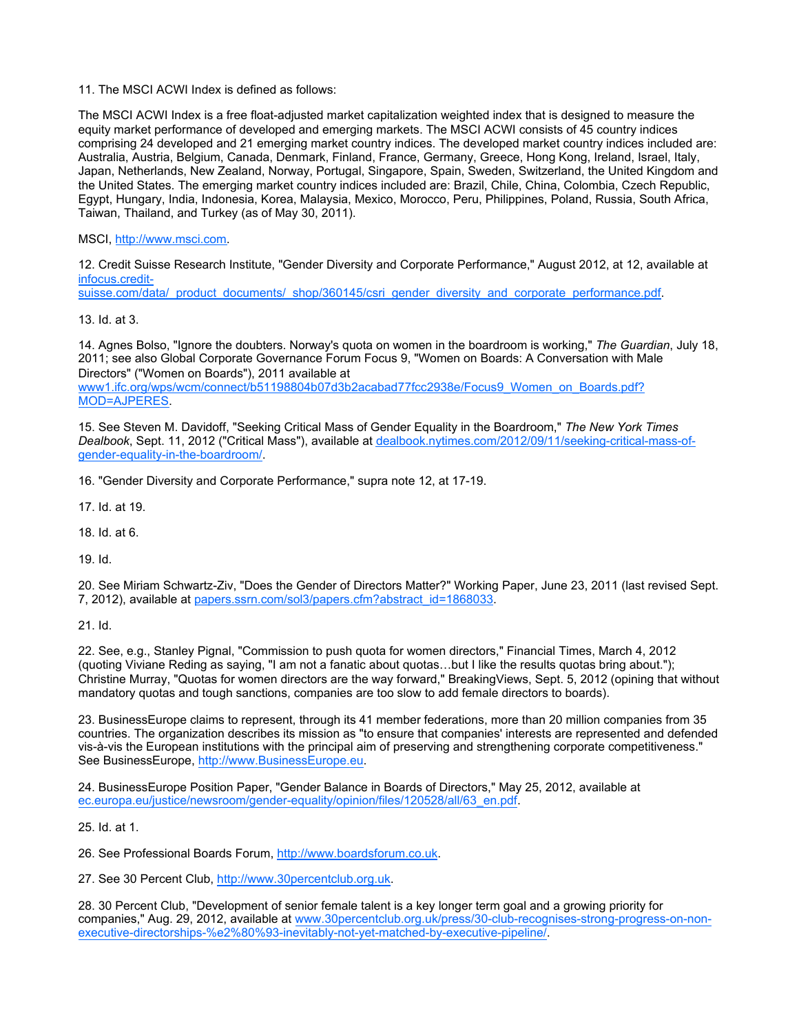11. The MSCI ACWI Index is defined as follows:

The MSCI ACWI Index is a free float-adjusted market capitalization weighted index that is designed to measure the equity market performance of developed and emerging markets. The MSCI ACWI consists of 45 country indices comprising 24 developed and 21 emerging market country indices. The developed market country indices included are: Australia, Austria, Belgium, Canada, Denmark, Finland, France, Germany, Greece, Hong Kong, Ireland, Israel, Italy, Japan, Netherlands, New Zealand, Norway, Portugal, Singapore, Spain, Sweden, Switzerland, the United Kingdom and the United States. The emerging market country indices included are: Brazil, Chile, China, Colombia, Czech Republic, Egypt, Hungary, India, Indonesia, Korea, Malaysia, Mexico, Morocco, Peru, Philippines, Poland, Russia, South Africa, Taiwan, Thailand, and Turkey (as of May 30, 2011).

MSCI, http://www.msci.com.

12. Credit Suisse Research Institute, "Gender Diversity and Corporate Performance," August 2012, at 12, available at infocus.credit-suisse.com/data/_product_documents/_shop/360145/csri_gender_diversity_and_corporate_performance.pdf.

13. Id. at 3.

14. Agnes Bolso, "Ignore the doubters. Norway's quota on women in the boardroom is working," *The Guardian*, July 18, 2011; see also Global Corporate Governance Forum Focus 9, "Women on Boards: A Conversation with Male Directors" ("Women on Boards"), 2011 available at www1.ifc.org/wps/wcm/connect/b51198804b07d3b2acabad77fcc2938e/Focus9_Women_on_Boards.pdf?MOD=AJPERES.

15. See Steven M. Davidoff, "Seeking Critical Mass of Gender Equality in the Boardroom," *The New York Times Dealbook*, Sept. 11, 2012 ("Critical Mass"), available at dealbook.nytimes.com/2012/09/11/seeking-critical-mass-of-gender-equality-in-the-boardroom/.

16. "Gender Diversity and Corporate Performance," supra note 12, at 17-19.

17. Id. at 19.

18. Id. at 6.

19. Id.

20. See Miriam Schwartz-Ziv, "Does the Gender of Directors Matter?" Working Paper, June 23, 2011 (last revised Sept. 7, 2012), available at papers.ssrn.com/sol3/papers.cfm?abstract_id=1868033.

21. Id.

22. See, e.g., Stanley Pignal, "Commission to push quota for women directors," Financial Times, March 4, 2012 (quoting Viviane Reding as saying, "I am not a fanatic about quotas…but I like the results quotas bring about."); Christine Murray, "Quotas for women directors are the way forward," BreakingViews, Sept. 5, 2012 (opining that without mandatory quotas and tough sanctions, companies are too slow to add female directors to boards).

23. BusinessEurope claims to represent, through its 41 member federations, more than 20 million companies from 35 countries. The organization describes its mission as "to ensure that companies' interests are represented and defended vis-à-vis the European institutions with the principal aim of preserving and strengthening corporate competitiveness." See BusinessEurope, http://www.BusinessEurope.eu.

24. BusinessEurope Position Paper, "Gender Balance in Boards of Directors," May 25, 2012, available at ec.europa.eu/justice/newsroom/gender-equality/opinion/files/120528/all/63_en.pdf.

25. Id. at 1.

26. See Professional Boards Forum, http://www.boardsforum.co.uk.

27. See 30 Percent Club, http://www.30percentclub.org.uk.

28. 30 Percent Club, "Development of senior female talent is a key longer term goal and a growing priority for companies," Aug. 29, 2012, available at www.30percentclub.org.uk/press/30-club-recognises-strong-progress-on-non-executive-directorships-%e2%80%93-inevitably-not-yet-matched-by-executive-pipeline/.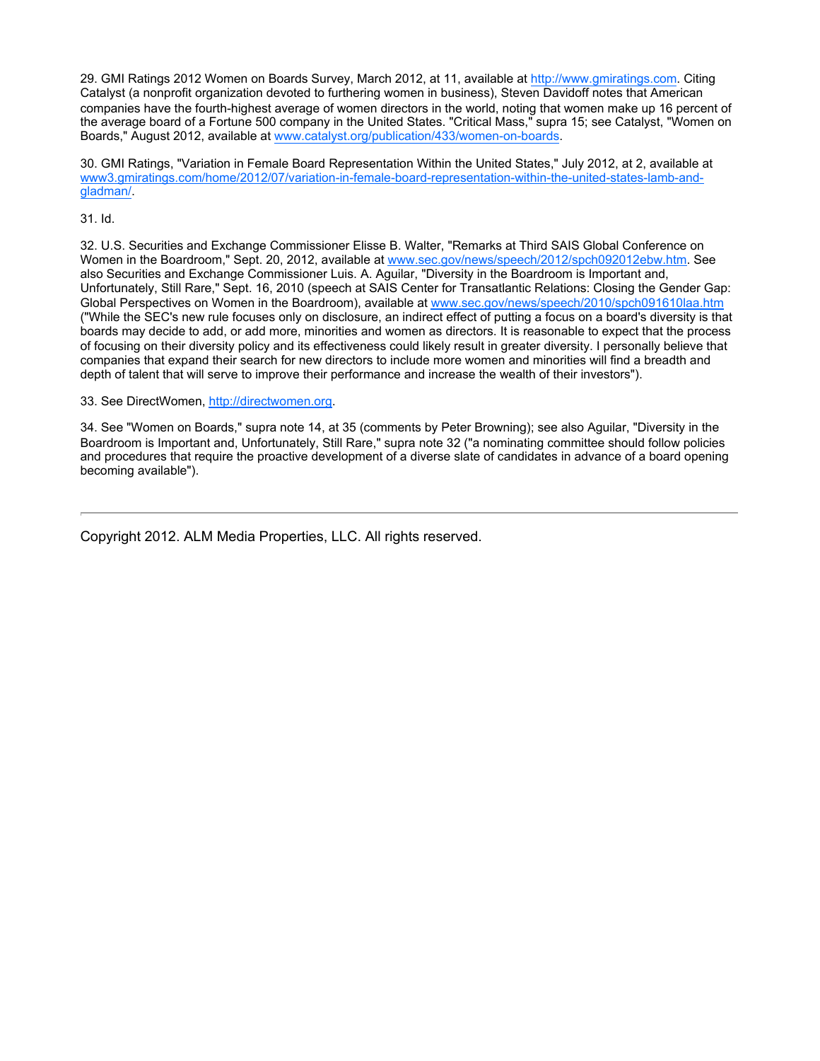29. GMI Ratings 2012 Women on Boards Survey, March 2012, at 11, available at http://www.gmiratings.com. Citing Catalyst (a nonprofit organization devoted to furthering women in business), Steven Davidoff notes that American companies have the fourth-highest average of women directors in the world, noting that women make up 16 percent of the average board of a Fortune 500 company in the United States. "Critical Mass," supra 15; see Catalyst, "Women on Boards," August 2012, available at www.catalyst.org/publication/433/women-on-boards.

30. GMI Ratings, "Variation in Female Board Representation Within the United States," July 2012, at 2, available at www3.gmiratings.com/home/2012/07/variation-in-female-board-representation-within-the-united-states-lamb-and-gladman/.

31. Id.

32. U.S. Securities and Exchange Commissioner Elisse B. Walter, "Remarks at Third SAIS Global Conference on Women in the Boardroom," Sept. 20, 2012, available at www.sec.gov/news/speech/2012/spch092012ebw.htm. See also Securities and Exchange Commissioner Luis. A. Aguilar, "Diversity in the Boardroom is Important and, Unfortunately, Still Rare," Sept. 16, 2010 (speech at SAIS Center for Transatlantic Relations: Closing the Gender Gap: Global Perspectives on Women in the Boardroom), available at www.sec.gov/news/speech/2010/spch091610laa.htm ("While the SEC's new rule focuses only on disclosure, an indirect effect of putting a focus on a board's diversity is that boards may decide to add, or add more, minorities and women as directors. It is reasonable to expect that the process of focusing on their diversity policy and its effectiveness could likely result in greater diversity. I personally believe that companies that expand their search for new directors to include more women and minorities will find a breadth and depth of talent that will serve to improve their performance and increase the wealth of their investors").

33. See DirectWomen, http://directwomen.org.

34. See "Women on Boards," supra note 14, at 35 (comments by Peter Browning); see also Aguilar, "Diversity in the Boardroom is Important and, Unfortunately, Still Rare," supra note 32 ("a nominating committee should follow policies and procedures that require the proactive development of a diverse slate of candidates in advance of a board opening becoming available").

---

Copyright 2012. ALM Media Properties, LLC. All rights reserved.